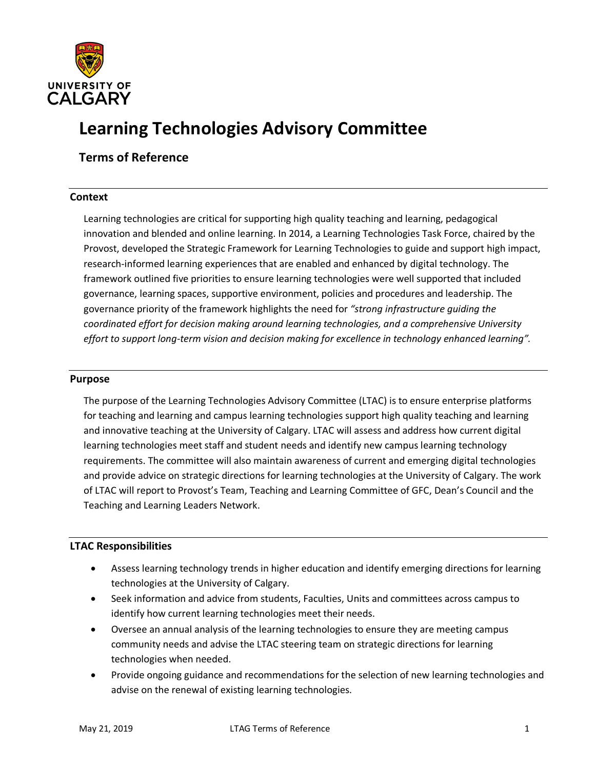# Learning Technologies Advisory Committee

## Terms of Reference

### Context

Learning technologies are critical for supporting high quality teaching and learning, pedagogical innovation and blended and online learning. In 2014, a Learning Technologies Task Force, chaired by the Provost, developed the Strategic Framework for Learning Technologies to guide and support high impact, research-informed learning experiences that are enabled and enhanced by digital technology. The framework outlined five priorities to ensure learning technologies were well supported that included governance, learning spaces, supportive environment, policies and procedures and leadership. The governance priority of the framework highlights the need for *"strong infrastructure guiding the coordinated effort for decision making around learning technologies, and a comprehensive University effort to support long-term vision and decision making for excellence in technology enhanced learning".*

### Purpose

The purpose of the Learning Technologies Advisory Committee (LTAC) is to ensure enterprise platforms for teaching and learning and campus learning technologies support high quality teaching and learning and innovative teaching at the University of Calgary. LTAC will assess and address how current digital learning technologies meet staff and student needs and identify new campus learning technology requirements. The committee will also maintain awareness of current and emerging digital technologies and provide advice on strategic directions for learning technologies at the University of Calgary. The work of LTAC will report to Provost's Team, Teaching and Learning Committee of GFC, Dean's Council and the Teaching and Learning Leaders Network.

### LTAC Responsibilities

- Assess learning technology trends in higher education and identify emerging directions for learning technologies at the University of Calgary.
- Seek information and advice from students, Faculties, Units and committees across campus to identify how current learning technologies meet their needs.
- Oversee an annual analysis of the learning technologies to ensure they are meeting campus community needs and advise the LTAC steering team on strategic directions for learning technologies when needed.
- Provide ongoing guidance and recommendations for the selection of new learning technologies and advise on the renewal of existing learning technologies.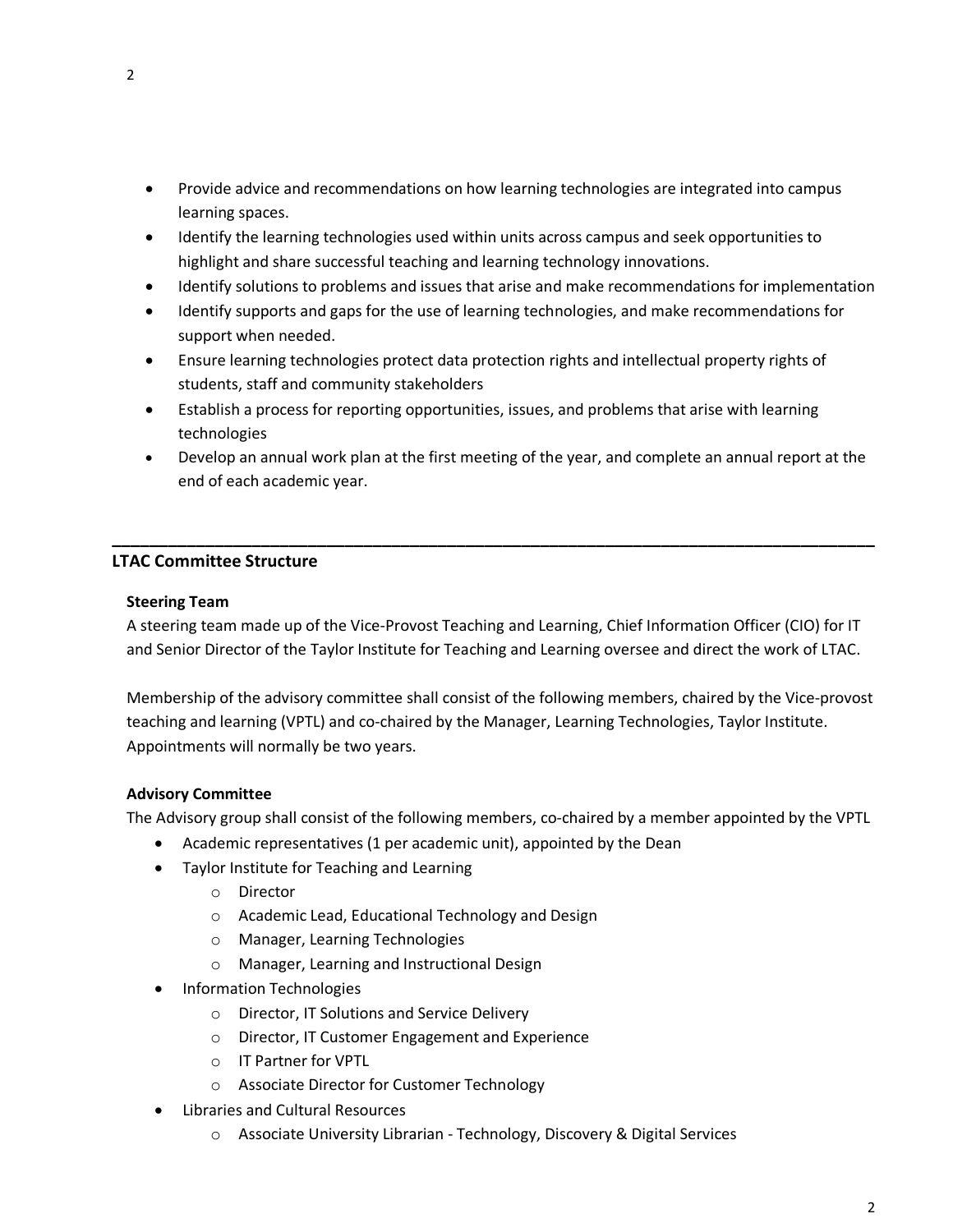- Provide advice and recommendations on how learning technologies are integrated into campus learning spaces.
- Identify the learning technologies used within units across campus and seek opportunities to highlight and share successful teaching and learning technology innovations.
- Identify solutions to problems and issues that arise and make recommendations for implementation
- Identify supports and gaps for the use of learning technologies, and make recommendations for support when needed.
- Ensure learning technologies protect data protection rights and intellectual property rights of students, staff and community stakeholders
- Establish a process for reporting opportunities, issues, and problems that arise with learning technologies
- Develop an annual work plan at the first meeting of the year, and complete an annual report at the end of each academic year.

---

## LTAC Committee Structure

**Steering Team**

A steering team made up of the Vice-Provost Teaching and Learning, Chief Information Officer (CIO) for IT and Senior Director of the Taylor Institute for Teaching and Learning oversee and direct the work of LTAC.

Membership of the advisory committee shall consist of the following members, chaired by the Vice-provost teaching and learning (VPTL) and co-chaired by the Manager, Learning Technologies, Taylor Institute. Appointments will normally be two years.

**Advisory Committee**

The Advisory group shall consist of the following members, co-chaired by a member appointed by the VPTL

- Academic representatives (1 per academic unit), appointed by the Dean
- Taylor Institute for Teaching and Learning
  - Director
  - Academic Lead, Educational Technology and Design
  - Manager, Learning Technologies
  - Manager, Learning and Instructional Design
- Information Technologies
  - Director, IT Solutions and Service Delivery
  - Director, IT Customer Engagement and Experience
  - IT Partner for VPTL
  - Associate Director for Customer Technology
- Libraries and Cultural Resources
  - Associate University Librarian - Technology, Discovery & Digital Services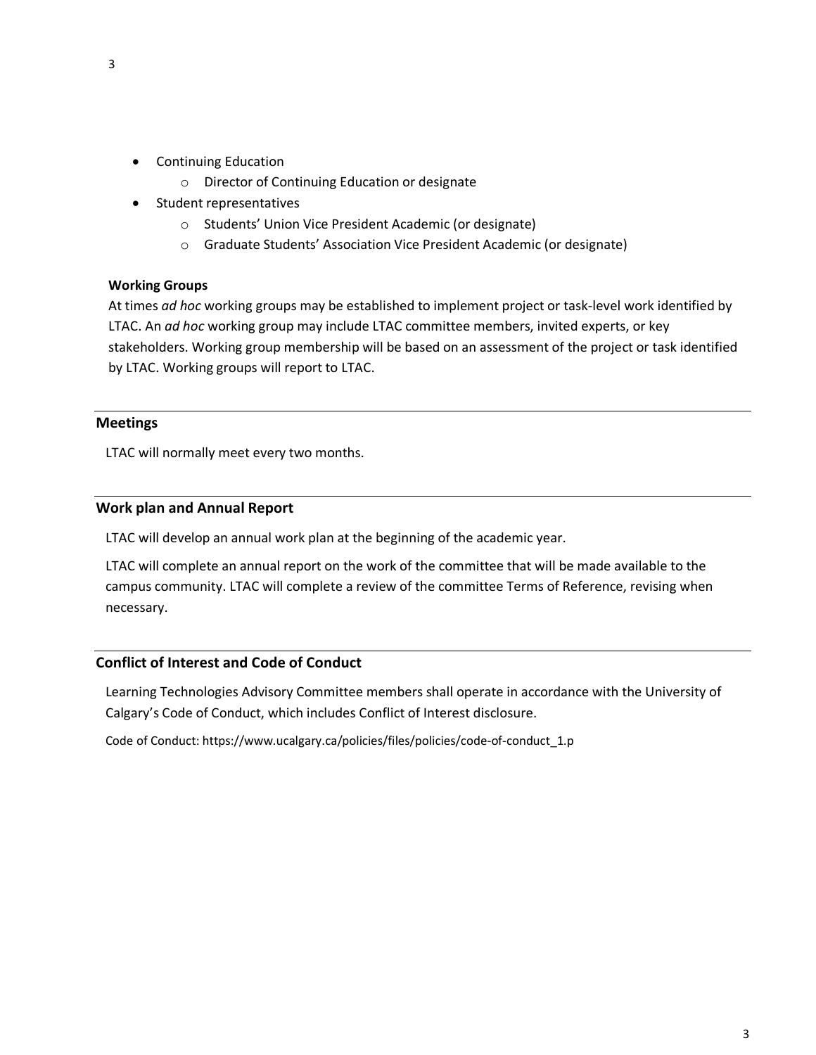- Continuing Education
    - Director of Continuing Education or designate
- Student representatives
    - Students' Union Vice President Academic (or designate)
    - Graduate Students' Association Vice President Academic (or designate)

**Working Groups**

At times *ad hoc* working groups may be established to implement project or task-level work identified by LTAC. An *ad hoc* working group may include LTAC committee members, invited experts, or key stakeholders. Working group membership will be based on an assessment of the project or task identified by LTAC. Working groups will report to LTAC.

## Meetings

LTAC will normally meet every two months.

## Work plan and Annual Report

LTAC will develop an annual work plan at the beginning of the academic year.

LTAC will complete an annual report on the work of the committee that will be made available to the campus community. LTAC will complete a review of the committee Terms of Reference, revising when necessary.

## Conflict of Interest and Code of Conduct

Learning Technologies Advisory Committee members shall operate in accordance with the University of Calgary's Code of Conduct, which includes Conflict of Interest disclosure.

Code of Conduct: https://www.ucalgary.ca/policies/files/policies/code-of-conduct_1.p